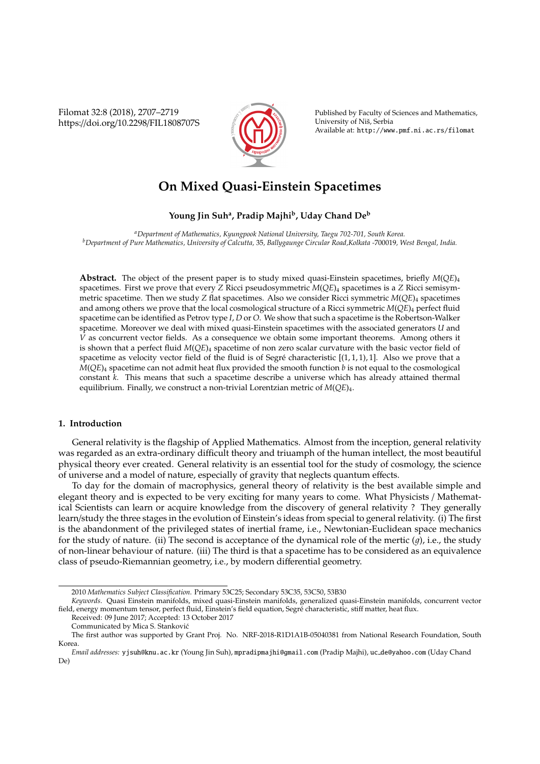# On Mixed Quasi-Einstein Spacetimes

**Young Jin Suh[a], Pradip Majhi[b], Uday Chand De[b]**

[a]*Department of Mathematics, Kyungpook National University, Taegu 702-701, South Korea.*
[b]*Department of Pure Mathematics, University of Calcutta, 35, Ballygaunge Circular Road, Kolkata -700019, West Bengal, India.*

**Abstract.** The object of the present paper is to study mixed quasi-Einstein spacetimes, briefly $M(QE)_4$ spacetimes. First we prove that every $Z$ Ricci pseudosymmetric $M(QE)_4$ spacetimes is a $Z$ Ricci semisymmetric spacetime. Then we study $Z$ flat spacetimes. Also we consider Ricci symmetric $M(QE)_4$ spacetimes and among others we prove that the local cosmological structure of a Ricci symmetric $M(QE)_4$ perfect fluid spacetime can be identified as Petrov type $I$, $D$ or $O$. We show that such a spacetime is the Robertson-Walker spacetime. Moreover we deal with mixed quasi-Einstein spacetimes with the associated generators $U$ and $V$ as concurrent vector fields. As a consequence we obtain some important theorems. Among others it is shown that a perfect fluid $M(QE)_4$ spacetime of non zero scalar curvature with the basic vector field of spacetime as velocity vector field of the fluid is of Segré characteristic $[(1, 1, 1), 1]$. Also we prove that a $M(QE)_4$ spacetime can not admit heat flux provided the smooth function $b$ is not equal to the cosmological constant $k$. This means that such a spacetime describe a universe which has already attained thermal equilibrium. Finally, we construct a non-trivial Lorentzian metric of $M(QE)_4$.

## 1. Introduction

General relativity is the flagship of Applied Mathematics. Almost from the inception, general relativity was regarded as an extra-ordinary difficult theory and triuamph of the human intellect, the most beautiful physical theory ever created. General relativity is an essential tool for the study of cosmology, the science of universe and a model of nature, especially of gravity that neglects quantum effects.

To day for the domain of macrophysics, general theory of relativity is the best available simple and elegant theory and is expected to be very exciting for many years to come. What Physicists / Mathematical Scientists can learn or acquire knowledge from the discovery of general relativity ? They generally learn/study the three stages in the evolution of Einstein's ideas from special to general relativity. (i) The first is the abandonment of the privileged states of inertial frame, i.e., Newtonian-Euclidean space mechanics for the study of nature. (ii) The second is acceptance of the dynamical role of the mertic ($g$), i.e., the study of non-linear behaviour of nature. (iii) The third is that a spacetime has to be considered as an equivalence class of pseudo-Riemannian geometry, i.e., by modern differential geometry.

---

2010 *Mathematics Subject Classification*. Primary 53C25; Secondary 53C35, 53C50, 53B30

*Keywords*. Quasi Einstein manifolds, mixed quasi-Einstein manifolds, generalized quasi-Einstein manifolds, concurrent vector field, energy momentum tensor, perfect fluid, Einstein's field equation, Segré characteristic, stiff matter, heat flux.

Received: 09 June 2017; Accepted: 13 October 2017

Communicated by Mica S. Stanković

The first author was supported by Grant Proj. No. NRF-2018-R1D1A1B-05040381 from National Research Foundation, South Korea.

*Email addresses:* yjsuh@knu.ac.kr (Young Jin Suh), mpradipmajhi@gmail.com (Pradip Majhi), uc_de@yahoo.com (Uday Chand De)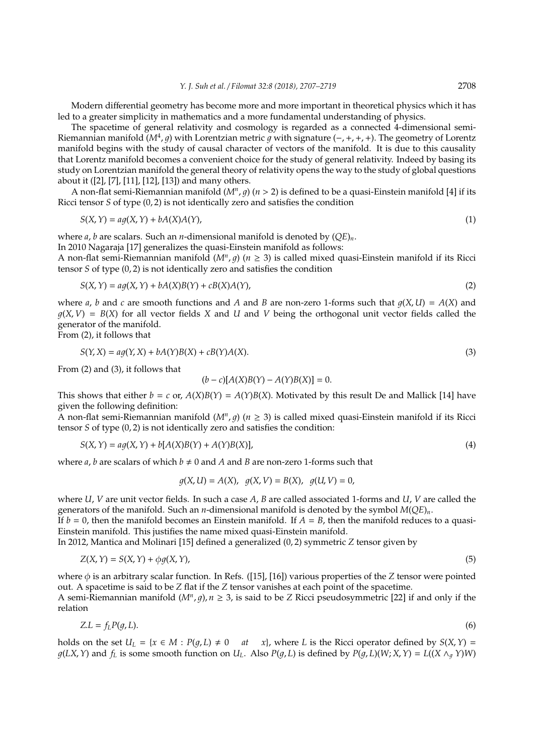Modern differential geometry has become more and more important in theoretical physics which it has led to a greater simplicity in mathematics and a more fundamental understanding of physics.

The spacetime of general relativity and cosmology is regarded as a connected 4-dimensional semi-Riemannian manifold $(M^4, g)$ with Lorentzian metric $g$ with signature $(-, +, +, +)$. The geometry of Lorentz manifold begins with the study of causal character of vectors of the manifold. It is due to this causality that Lorentz manifold becomes a convenient choice for the study of general relativity. Indeed by basing its study on Lorentzian manifold the general theory of relativity opens the way to the study of global questions about it ([2], [7], [11], [12], [13]) and many others.

A non-flat semi-Riemannian manifold $(M^n, g)$ $(n > 2)$ is defined to be a quasi-Einstein manifold [4] if its Ricci tensor $S$ of type $(0, 2)$ is not identically zero and satisfies the condition

$$S(X, Y) = ag(X, Y) + bA(X)A(Y), \tag{1}$$

where $a$, $b$ are scalars. Such an $n$-dimensional manifold is denoted by $(QE)_n$.

In 2010 Nagaraja [17] generalizes the quasi-Einstein manifold as follows:

A non-flat semi-Riemannian manifold $(M^n, g)$ $(n \geq 3)$ is called mixed quasi-Einstein manifold if its Ricci tensor $S$ of type $(0, 2)$ is not identically zero and satisfies the condition

$$S(X, Y) = ag(X, Y) + bA(X)B(Y) + cB(X)A(Y), \tag{2}$$

where $a$, $b$ and $c$ are smooth functions and $A$ and $B$ are non-zero 1-forms such that $g(X, U) = A(X)$ and $g(X, V) = B(X)$ for all vector fields $X$ and $U$ and $V$ being the orthogonal unit vector fields called the generator of the manifold.

From (2), it follows that

$$S(Y, X) = ag(Y, X) + bA(Y)B(X) + cB(Y)A(X). \tag{3}$$

From (2) and (3), it follows that

$$(b - c)[A(X)B(Y) - A(Y)B(X)] = 0.$$

This shows that either $b = c$ or, $A(X)B(Y) = A(Y)B(X)$. Motivated by this result De and Mallick [14] have given the following definition:

A non-flat semi-Riemannian manifold $(M^n, g)$ $(n \geq 3)$ is called mixed quasi-Einstein manifold if its Ricci tensor $S$ of type $(0, 2)$ is not identically zero and satisfies the condition:

$$S(X, Y) = ag(X, Y) + b[A(X)B(Y) + A(Y)B(X)], \tag{4}$$

where $a$, $b$ are scalars of which $b \neq 0$ and $A$ and $B$ are non-zero 1-forms such that

$$g(X, U) = A(X), \quad g(X, V) = B(X), \quad g(U, V) = 0,$$

where $U$, $V$ are unit vector fields. In such a case $A$, $B$ are called associated 1-forms and $U$, $V$ are called the generators of the manifold. Such an $n$-dimensional manifold is denoted by the symbol $M(QE)_n$.

If $b = 0$, then the manifold becomes an Einstein manifold. If $A = B$, then the manifold reduces to a quasi-Einstein manifold. This justifies the name mixed quasi-Einstein manifold.

In 2012, Mantica and Molinari [15] defined a generalized $(0, 2)$ symmetric $Z$ tensor given by

$$Z(X, Y) = S(X, Y) + \phi g(X, Y), \tag{5}$$

where $\phi$ is an arbitrary scalar function. In Refs. ([15], [16]) various properties of the $Z$ tensor were pointed out. A spacetime is said to be $Z$ flat if the $Z$ tensor vanishes at each point of the spacetime.

A semi-Riemannian manifold $(M^n, g)$, $n \geq 3$, is said to be $Z$ Ricci pseudosymmetric [22] if and only if the relation

$$Z.L = f_L P(g, L). \tag{6}$$

holds on the set $U_L = \{x \in M : P(g, L) \neq 0 \quad at \quad x\}$, where $L$ is the Ricci operator defined by $S(X, Y) = g(LX, Y)$ and $f_L$ is some smooth function on $U_L$. Also $P(g, L)$ is defined by $P(g, L)(W; X, Y) = L((X \wedge_g Y)W)$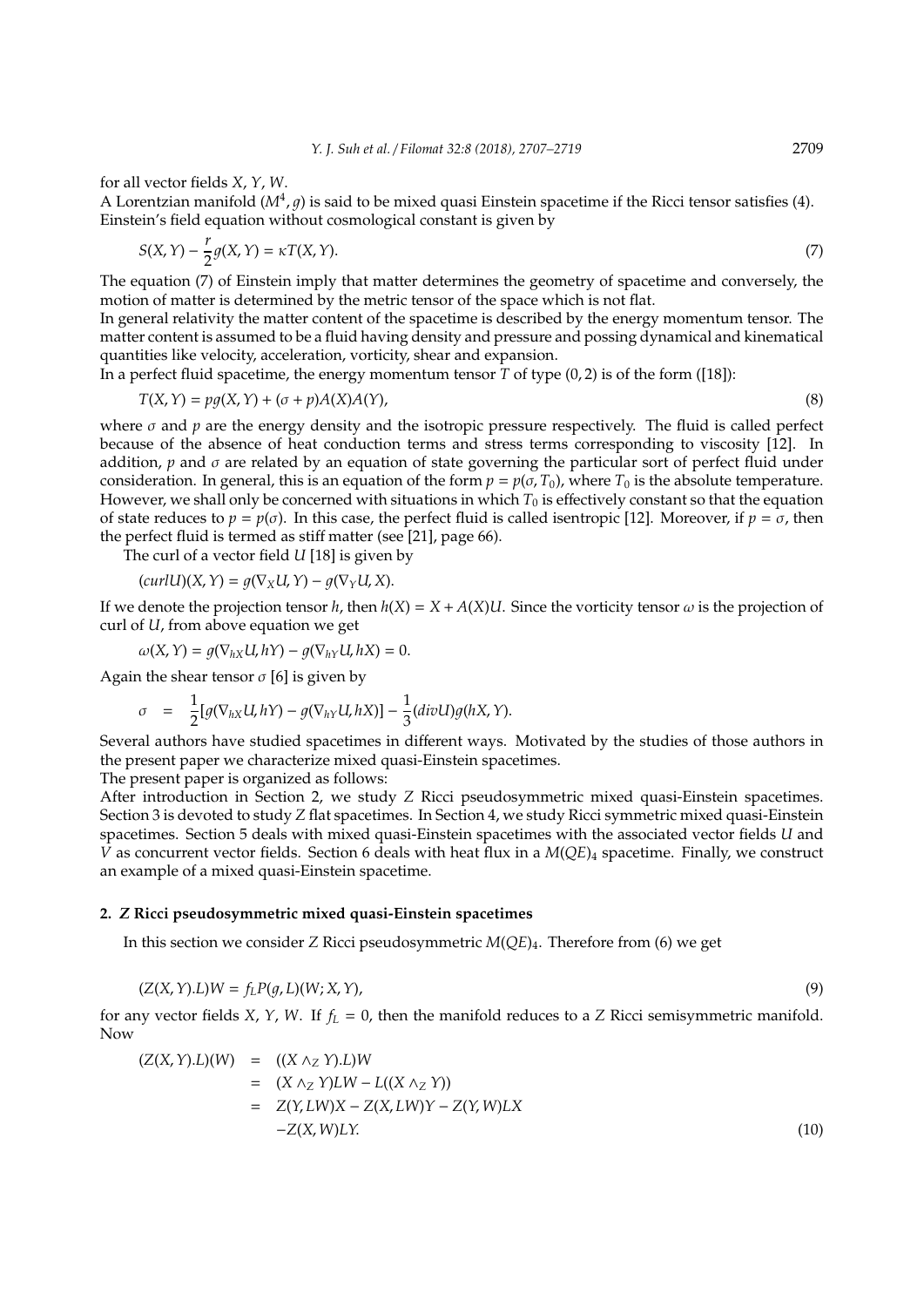for all vector fields $X$, $Y$, $W$.

A Lorentzian manifold $(M^4, g)$ is said to be mixed quasi Einstein spacetime if the Ricci tensor satisfies (4). Einstein's field equation without cosmological constant is given by

$$S(X,Y) - \frac{r}{2}g(X,Y) = \kappa T(X,Y). \tag{7}$$

The equation (7) of Einstein imply that matter determines the geometry of spacetime and conversely, the motion of matter is determined by the metric tensor of the space which is not flat.

In general relativity the matter content of the spacetime is described by the energy momentum tensor. The matter content is assumed to be a fluid having density and pressure and possing dynamical and kinematical quantities like velocity, acceleration, vorticity, shear and expansion.

In a perfect fluid spacetime, the energy momentum tensor $T$ of type $(0,2)$ is of the form ([18]):

$$T(X,Y) = pg(X,Y) + (\sigma + p)A(X)A(Y), \tag{8}$$

where $\sigma$ and $p$ are the energy density and the isotropic pressure respectively. The fluid is called perfect because of the absence of heat conduction terms and stress terms corresponding to viscosity [12]. In addition, $p$ and $\sigma$ are related by an equation of state governing the particular sort of perfect fluid under consideration. In general, this is an equation of the form $p = p(\sigma, T_0)$, where $T_0$ is the absolute temperature. However, we shall only be concerned with situations in which $T_0$ is effectively constant so that the equation of state reduces to $p = p(\sigma)$. In this case, the perfect fluid is called isentropic [12]. Moreover, if $p = \sigma$, then the perfect fluid is termed as stiff matter (see [21], page 66).

The curl of a vector field $U$ [18] is given by

$$(curlU)(X,Y) = g(\nabla_X U, Y) - g(\nabla_Y U, X).$$

If we denote the projection tensor $h$, then $h(X) = X + A(X)U$. Since the vorticity tensor $\omega$ is the projection of curl of $U$, from above equation we get

$$\omega(X,Y) = g(\nabla_{hX} U, hY) - g(\nabla_{hY} U, hX) = 0.$$

Again the shear tensor $\sigma$ [6] is given by

$$\sigma = \frac{1}{2}[g(\nabla_{hX} U, hY) - g(\nabla_{hY} U, hX)] - \frac{1}{3}(divU)g(hX, Y).$$

Several authors have studied spacetimes in different ways. Motivated by the studies of those authors in the present paper we characterize mixed quasi-Einstein spacetimes.

The present paper is organized as follows:

After introduction in Section 2, we study $Z$ Ricci pseudosymmetric mixed quasi-Einstein spacetimes. Section 3 is devoted to study $Z$ flat spacetimes. In Section 4, we study Ricci symmetric mixed quasi-Einstein spacetimes. Section 5 deals with mixed quasi-Einstein spacetimes with the associated vector fields $U$ and $V$ as concurrent vector fields. Section 6 deals with heat flux in a $M(QE)_4$ spacetime. Finally, we construct an example of a mixed quasi-Einstein spacetime.

## 2. $Z$ Ricci pseudosymmetric mixed quasi-Einstein spacetimes

In this section we consider $Z$ Ricci pseudosymmetric $M(QE)_4$. Therefore from (6) we get

$$(Z(X,Y).L)W = f_L P(g, L)(W; X, Y), \tag{9}$$

for any vector fields $X$, $Y$, $W$. If $f_L = 0$, then the manifold reduces to a $Z$ Ricci semisymmetric manifold. Now

$$\begin{aligned}
(Z(X,Y).L)(W) &= ((X \wedge_Z Y).L)W \\
&= (X \wedge_Z Y)LW - L((X \wedge_Z Y)) \\
&= Z(Y, LW)X - Z(X, LW)Y - Z(Y, W)LX \\
&\quad - Z(X, W)LY.
\end{aligned} \tag{10}$$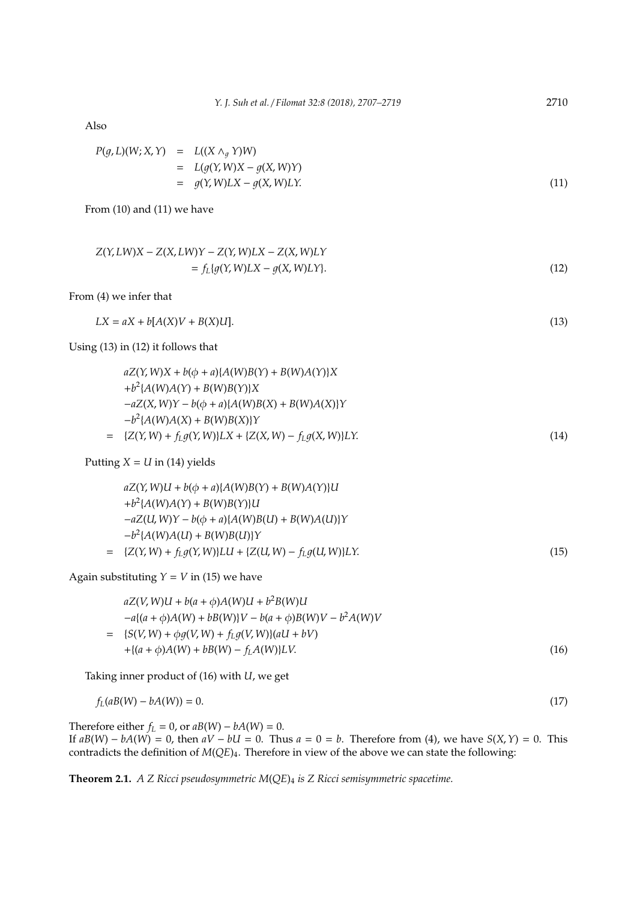Also

$$
\begin{aligned}
P(g, L)(W; X, Y) &= L((X \wedge_g Y)W) \\
&= L(g(Y, W)X - g(X, W)Y) \\
&= g(Y, W)LX - g(X, W)LY.
\end{aligned} \tag{11}
$$

From (10) and (11) we have

$$
\begin{aligned}
Z(Y, LW)X - Z(X, LW)Y - Z(Y, W)LX - Z(X, W)LY \\
= f_L\{g(Y, W)LX - g(X, W)LY\}.
\end{aligned} \tag{12}
$$

From (4) we infer that

$$
LX = aX + b[A(X)V + B(X)U]. \tag{13}
$$

Using (13) in (12) it follows that

$$
\begin{aligned}
& aZ(Y, W)X + b(\phi + a)\{A(W)B(Y) + B(W)A(Y)\}X \\
& + b^2\{A(W)A(Y) + B(W)B(Y)\}X \\
& - aZ(X, W)Y - b(\phi + a)\{A(W)B(X) + B(W)A(X)\}Y \\
& - b^2\{A(W)A(X) + B(W)B(X)\}Y \\
= \;& \{Z(Y, W) + f_L g(Y, W)\}LX + \{Z(X, W) - f_L g(X, W)\}LY.
\end{aligned} \tag{14}
$$

Putting $X = U$ in (14) yields

$$
\begin{aligned}
& aZ(Y, W)U + b(\phi + a)\{A(W)B(Y) + B(W)A(Y)\}U \\
& + b^2\{A(W)A(Y) + B(W)B(Y)\}U \\
& - aZ(U, W)Y - b(\phi + a)\{A(W)B(U) + B(W)A(U)\}Y \\
& - b^2\{A(W)A(U) + B(W)B(U)\}Y \\
= \;& \{Z(Y, W) + f_L g(Y, W)\}LU + \{Z(U, W) - f_L g(U, W)\}LY.
\end{aligned} \tag{15}
$$

Again substituting $Y = V$ in (15) we have

$$
\begin{aligned}
& aZ(V, W)U + b(a + \phi)A(W)U + b^2B(W)U \\
& - a\{(a + \phi)A(W) + bB(W)\}V - b(a + \phi)B(W)V - b^2A(W)V \\
= \;& \{S(V, W) + \phi g(V, W) + f_L g(V, W)\}(aU + bV) \\
& + \{(a + \phi)A(W) + bB(W) - f_L A(W)\}LV.
\end{aligned} \tag{16}
$$

Taking inner product of (16) with $U$, we get

$$
f_L(aB(W) - bA(W)) = 0. \tag{17}
$$

Therefore either $f_L = 0$, or $aB(W) - bA(W) = 0$.
If $aB(W) - bA(W) = 0$, then $aV - bU = 0$. Thus $a = 0 = b$. Therefore from (4), we have $S(X, Y) = 0$. This contradicts the definition of $M(QE)_4$. Therefore in view of the above we can state the following:

**Theorem 2.1.** *A Z Ricci pseudosymmetric $M(QE)_4$ is Z Ricci semisymmetric spacetime.*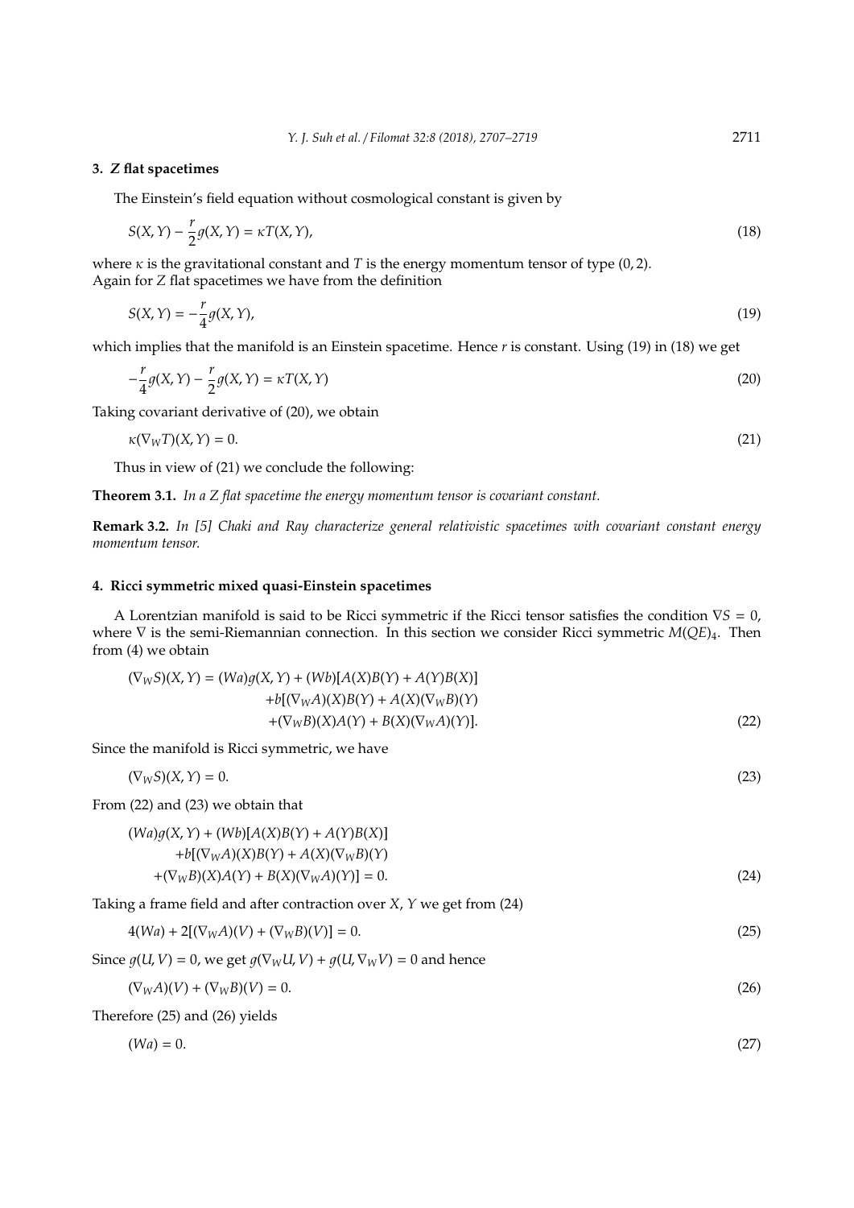## 3. $Z$ flat spacetimes

The Einstein's field equation without cosmological constant is given by

$$S(X,Y) - \frac{r}{2}g(X,Y) = \kappa T(X,Y), \tag{18}$$

where $\kappa$ is the gravitational constant and $T$ is the energy momentum tensor of type $(0,2)$.
Again for $Z$ flat spacetimes we have from the definition

$$S(X,Y) = -\frac{r}{4}g(X,Y), \tag{19}$$

which implies that the manifold is an Einstein spacetime. Hence $r$ is constant. Using (19) in (18) we get

$$-\frac{r}{4}g(X,Y) - \frac{r}{2}g(X,Y) = \kappa T(X,Y) \tag{20}$$

Taking covariant derivative of (20), we obtain

$$\kappa(\nabla_W T)(X,Y) = 0. \tag{21}$$

Thus in view of (21) we conclude the following:

**Theorem 3.1.** *In a $Z$ flat spacetime the energy momentum tensor is covariant constant.*

**Remark 3.2.** *In [5] Chaki and Ray characterize general relativistic spacetimes with covariant constant energy momentum tensor.*

## 4. Ricci symmetric mixed quasi-Einstein spacetimes

A Lorentzian manifold is said to be Ricci symmetric if the Ricci tensor satisfies the condition $\nabla S = 0$, where $\nabla$ is the semi-Riemannian connection. In this section we consider Ricci symmetric $M(QE)_4$. Then from (4) we obtain

$$\begin{aligned}(\nabla_W S)(X,Y) = (Wa)g(X,Y) + (Wb)[A(X)B(Y) + A(Y)B(X)] \\ +b[(\nabla_W A)(X)B(Y) + A(X)(\nabla_W B)(Y) \\ +(\nabla_W B)(X)A(Y) + B(X)(\nabla_W A)(Y)].\end{aligned} \tag{22}$$

Since the manifold is Ricci symmetric, we have

$$(\nabla_W S)(X,Y) = 0. \tag{23}$$

From (22) and (23) we obtain that

$$\begin{aligned}(Wa)g(X,Y) + (Wb)[A(X)B(Y) + A(Y)B(X)] \\ +b[(\nabla_W A)(X)B(Y) + A(X)(\nabla_W B)(Y) \\ +(\nabla_W B)(X)A(Y) + B(X)(\nabla_W A)(Y)] = 0.\end{aligned} \tag{24}$$

Taking a frame field and after contraction over $X$, $Y$ we get from (24)

$$4(Wa) + 2[(\nabla_W A)(V) + (\nabla_W B)(V)] = 0. \tag{25}$$

Since $g(U,V) = 0$, we get $g(\nabla_W U, V) + g(U, \nabla_W V) = 0$ and hence

$$(\nabla_W A)(V) + (\nabla_W B)(V) = 0. \tag{26}$$

Therefore (25) and (26) yields

$$(Wa) = 0. \tag{27}$$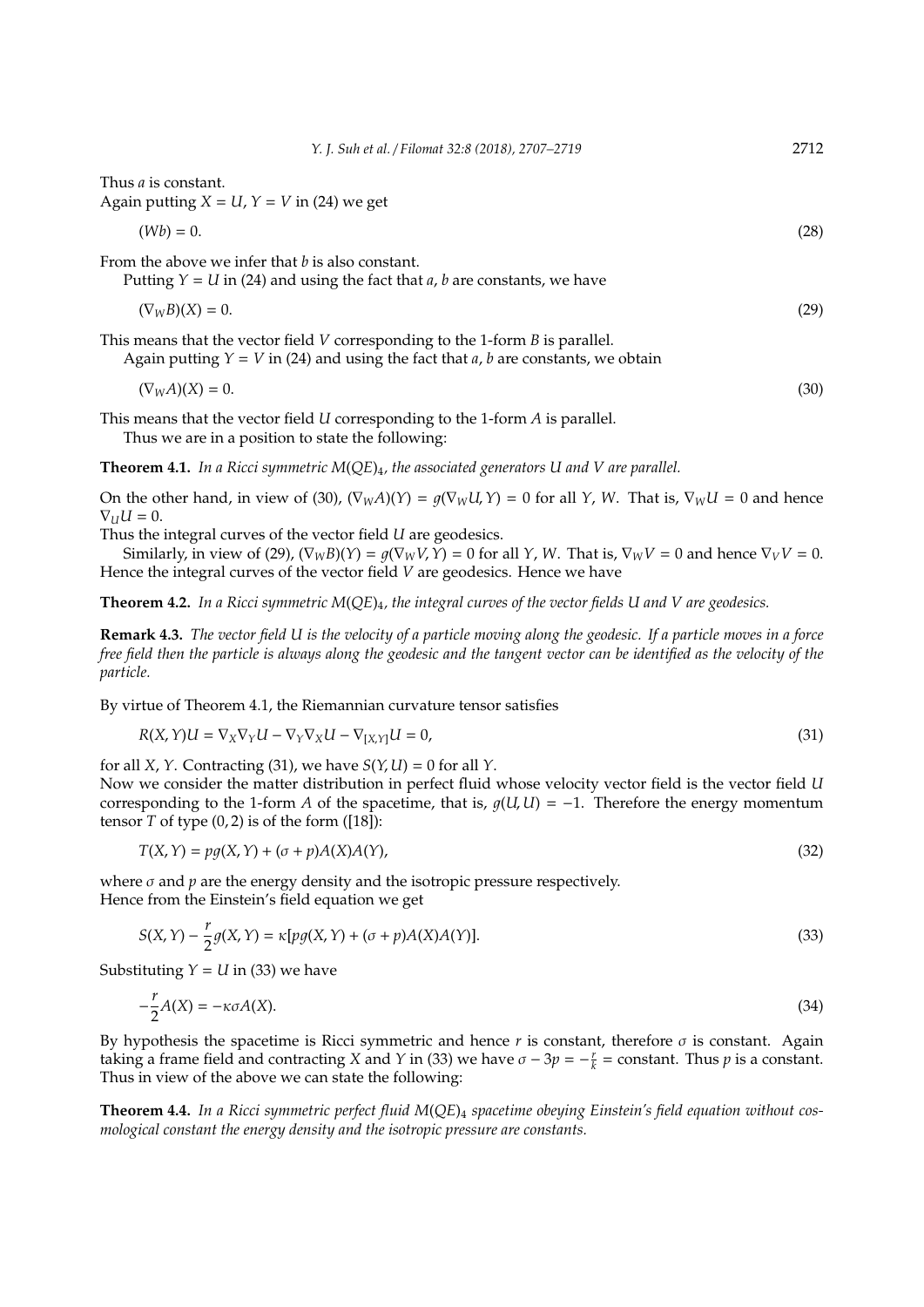Thus $a$ is constant.
Again putting $X = U$, $Y = V$ in (24) we get

$$(Wb) = 0. \tag{28}$$

From the above we infer that $b$ is also constant.
Putting $Y = U$ in (24) and using the fact that $a$, $b$ are constants, we have

$$(\nabla_W B)(X) = 0. \tag{29}$$

This means that the vector field $V$ corresponding to the 1-form $B$ is parallel.
Again putting $Y = V$ in (24) and using the fact that $a$, $b$ are constants, we obtain

$$(\nabla_W A)(X) = 0. \tag{30}$$

This means that the vector field $U$ corresponding to the 1-form $A$ is parallel.
Thus we are in a position to state the following:

**Theorem 4.1.** *In a Ricci symmetric $M(QE)_4$, the associated generators $U$ and $V$ are parallel.*

On the other hand, in view of (30), $(\nabla_W A)(Y) = g(\nabla_W U, Y) = 0$ for all $Y$, $W$. That is, $\nabla_W U = 0$ and hence $\nabla_U U = 0$.
Thus the integral curves of the vector field $U$ are geodesics.
Similarly, in view of (29), $(\nabla_W B)(Y) = g(\nabla_W V, Y) = 0$ for all $Y$, $W$. That is, $\nabla_W V = 0$ and hence $\nabla_V V = 0$. Hence the integral curves of the vector field $V$ are geodesics. Hence we have

**Theorem 4.2.** *In a Ricci symmetric $M(QE)_4$, the integral curves of the vector fields $U$ and $V$ are geodesics.*

**Remark 4.3.** *The vector field $U$ is the velocity of a particle moving along the geodesic. If a particle moves in a force free field then the particle is always along the geodesic and the tangent vector can be identified as the velocity of the particle.*

By virtue of Theorem 4.1, the Riemannian curvature tensor satisfies

$$R(X,Y)U = \nabla_X \nabla_Y U - \nabla_Y \nabla_X U - \nabla_{[X,Y]} U = 0, \tag{31}$$

for all $X$, $Y$. Contracting (31), we have $S(Y,U) = 0$ for all $Y$.
Now we consider the matter distribution in perfect fluid whose velocity vector field is the vector field $U$ corresponding to the 1-form $A$ of the spacetime, that is, $g(U,U) = -1$. Therefore the energy momentum tensor $T$ of type $(0,2)$ is of the form ([18]):

$$T(X,Y) = pg(X,Y) + (\sigma + p)A(X)A(Y), \tag{32}$$

where $\sigma$ and $p$ are the energy density and the isotropic pressure respectively.
Hence from the Einstein's field equation we get

$$S(X,Y) - \frac{r}{2} g(X,Y) = \kappa[pg(X,Y) + (\sigma + p)A(X)A(Y)]. \tag{33}$$

Substituting $Y = U$ in (33) we have

$$-\frac{r}{2} A(X) = -\kappa \sigma A(X). \tag{34}$$

By hypothesis the spacetime is Ricci symmetric and hence $r$ is constant, therefore $\sigma$ is constant. Again taking a frame field and contracting $X$ and $Y$ in (33) we have $\sigma - 3p = -\frac{r}{k}$ = constant. Thus $p$ is a constant.
Thus in view of the above we can state the following:

**Theorem 4.4.** *In a Ricci symmetric perfect fluid $M(QE)_4$ spacetime obeying Einstein's field equation without cosmological constant the energy density and the isotropic pressure are constants.*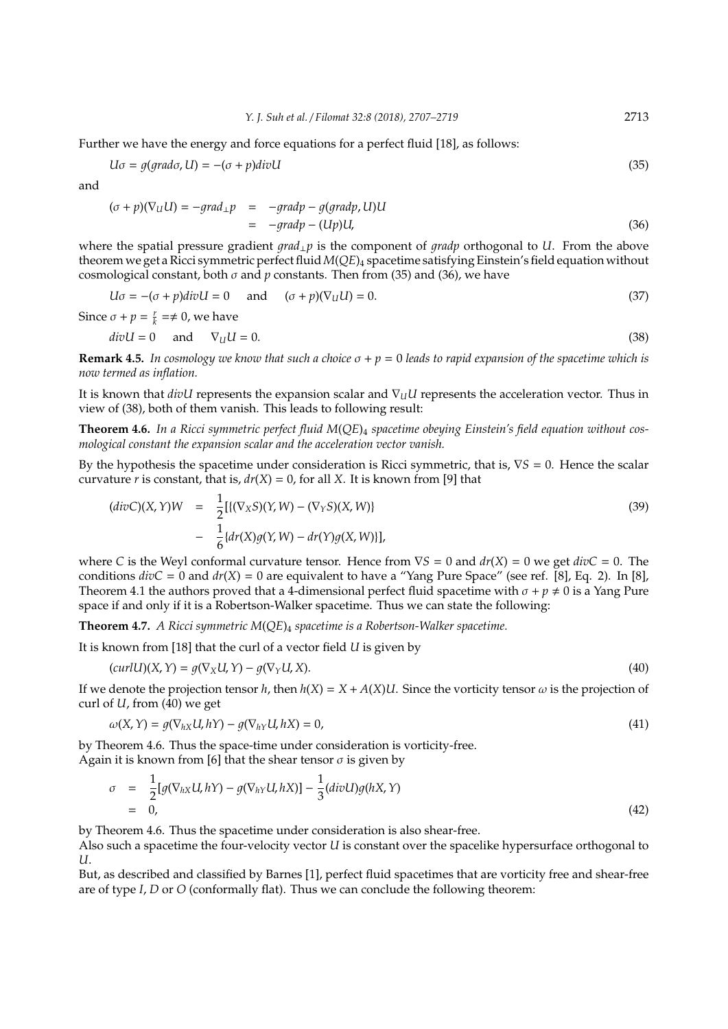Further we have the energy and force equations for a perfect fluid [18], as follows:

$$U\sigma = g(grad\sigma, U) = -(\sigma + p)divU \tag{35}$$

and

$$\begin{aligned}(\sigma + p)(\nabla_U U) = -grad_{\perp}p &= -gradp - g(gradp, U)U \\ &= -gradp - (Up)U,\end{aligned} \tag{36}$$

where the spatial pressure gradient $grad_{\perp}p$ is the component of $gradp$ orthogonal to $U$. From the above theorem we get a Ricci symmetric perfect fluid $M(QE)_4$ spacetime satisfying Einstein's field equation without cosmological constant, both $\sigma$ and $p$ constants. Then from (35) and (36), we have

$$U\sigma = -(\sigma + p)divU = 0 \quad \text{and} \quad (\sigma + p)(\nabla_U U) = 0. \tag{37}$$

Since $\sigma + p = \frac{r}{k} = \neq 0$, we have

$$divU = 0 \quad \text{and} \quad \nabla_U U = 0. \tag{38}$$

**Remark 4.5.** *In cosmology we know that such a choice $\sigma + p = 0$ leads to rapid expansion of the spacetime which is now termed as inflation.*

It is known that $divU$ represents the expansion scalar and $\nabla_U U$ represents the acceleration vector. Thus in view of (38), both of them vanish. This leads to following result:

**Theorem 4.6.** *In a Ricci symmetric perfect fluid $M(QE)_4$ spacetime obeying Einstein's field equation without cosmological constant the expansion scalar and the acceleration vector vanish.*

By the hypothesis the spacetime under consideration is Ricci symmetric, that is, $\nabla S = 0$. Hence the scalar curvature $r$ is constant, that is, $dr(X) = 0$, for all $X$. It is known from [9] that

$$\begin{aligned}(divC)(X, Y)W &= \frac{1}{2}[\{(\nabla_X S)(Y, W) - (\nabla_Y S)(X, W)\} \\ &- \frac{1}{6}\{dr(X)g(Y, W) - dr(Y)g(X, W)\}],\end{aligned} \tag{39}$$

where $C$ is the Weyl conformal curvature tensor. Hence from $\nabla S = 0$ and $dr(X) = 0$ we get $divC = 0$. The conditions $divC = 0$ and $dr(X) = 0$ are equivalent to have a "Yang Pure Space" (see ref. [8], Eq. 2). In [8], Theorem 4.1 the authors proved that a 4-dimensional perfect fluid spacetime with $\sigma + p \neq 0$ is a Yang Pure space if and only if it is a Robertson-Walker spacetime. Thus we can state the following:

**Theorem 4.7.** *A Ricci symmetric $M(QE)_4$ spacetime is a Robertson-Walker spacetime.*

It is known from [18] that the curl of a vector field $U$ is given by

$$(curlU)(X, Y) = g(\nabla_X U, Y) - g(\nabla_Y U, X). \tag{40}$$

If we denote the projection tensor $h$, then $h(X) = X + A(X)U$. Since the vorticity tensor $\omega$ is the projection of curl of $U$, from (40) we get

$$\omega(X, Y) = g(\nabla_{hX} U, hY) - g(\nabla_{hY} U, hX) = 0, \tag{41}$$

by Theorem 4.6. Thus the space-time under consideration is vorticity-free.
Again it is known from [6] that the shear tensor $\sigma$ is given by

$$\begin{aligned}\sigma &= \frac{1}{2}[g(\nabla_{hX} U, hY) - g(\nabla_{hY} U, hX)] - \frac{1}{3}(divU)g(hX, Y) \\ &= 0,\end{aligned} \tag{42}$$

by Theorem 4.6. Thus the spacetime under consideration is also shear-free.
Also such a spacetime the four-velocity vector $U$ is constant over the spacelike hypersurface orthogonal to $U$.
But, as described and classified by Barnes [1], perfect fluid spacetimes that are vorticity free and shear-free are of type $I$, $D$ or $O$ (conformally flat). Thus we can conclude the following theorem: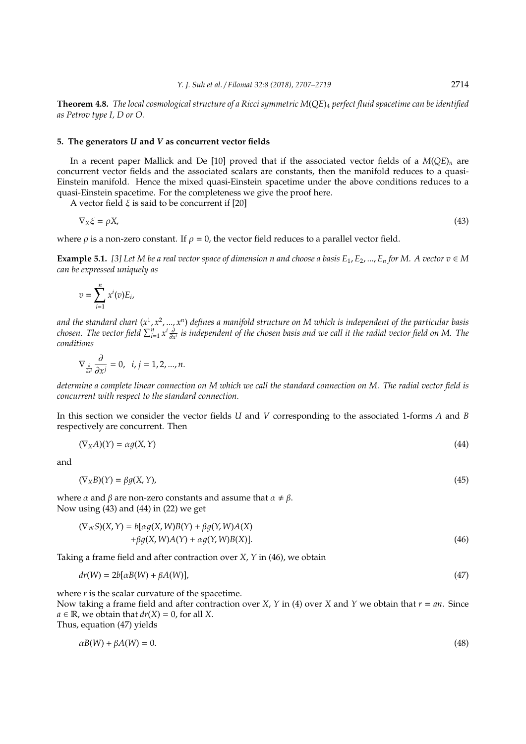**Theorem 4.8.** *The local cosmological structure of a Ricci symmetric $M(QE)_4$ perfect fluid spacetime can be identified as Petrov type I, D or O.*

## 5. The generators $U$ and $V$ as concurrent vector fields

In a recent paper Mallick and De [10] proved that if the associated vector fields of a $M(QE)_n$ are concurrent vector fields and the associated scalars are constants, then the manifold reduces to a quasi-Einstein manifold. Hence the mixed quasi-Einstein spacetime under the above conditions reduces to a quasi-Einstein spacetime. For the completeness we give the proof here.

A vector field $\xi$ is said to be concurrent if [20]

$$\nabla_X \xi = \rho X, \tag{43}$$

where $\rho$ is a non-zero constant. If $\rho = 0$, the vector field reduces to a parallel vector field.

**Example 5.1.** *[3] Let $M$ be a real vector space of dimension $n$ and choose a basis $E_1, E_2, ..., E_n$ for $M$. A vector $v \in M$ can be expressed uniquely as*

$$v = \sum_{i=1}^{n} x^i(v) E_i,$$

*and the standard chart $(x^1, x^2, ..., x^n)$ defines a manifold structure on $M$ which is independent of the particular basis chosen. The vector field $\sum_{i=1}^{n} x^i \frac{\partial}{\partial x^i}$ is independent of the chosen basis and we call it the radial vector field on $M$. The conditions*

$$\nabla_{\frac{\partial}{\partial x^i}} \frac{\partial}{\partial x^j} = 0, \quad i, j = 1, 2, ..., n.$$

*determine a complete linear connection on $M$ which we call the standard connection on $M$. The radial vector field is concurrent with respect to the standard connection.*

In this section we consider the vector fields $U$ and $V$ corresponding to the associated 1-forms $A$ and $B$ respectively are concurrent. Then

$$(\nabla_X A)(Y) = \alpha g(X, Y) \tag{44}$$

and

$$(\nabla_X B)(Y) = \beta g(X, Y), \tag{45}$$

where $\alpha$ and $\beta$ are non-zero constants and assume that $\alpha \neq \beta$.
Now using (43) and (44) in (22) we get

$$\begin{aligned}(\nabla_W S)(X, Y) = b[&\alpha g(X, W) B(Y) + \beta g(Y, W) A(X) \\ &+ \beta g(X, W) A(Y) + \alpha g(Y, W) B(X)].\end{aligned} \tag{46}$$

Taking a frame field and after contraction over $X$, $Y$ in (46), we obtain

$$dr(W) = 2b[\alpha B(W) + \beta A(W)], \tag{47}$$

where $r$ is the scalar curvature of the spacetime.
Now taking a frame field and after contraction over $X$, $Y$ in (4) over $X$ and $Y$ we obtain that $r = an$. Since $a \in \mathbb{R}$, we obtain that $dr(X) = 0$, for all $X$.
Thus, equation (47) yields

$$\alpha B(W) + \beta A(W) = 0. \tag{48}$$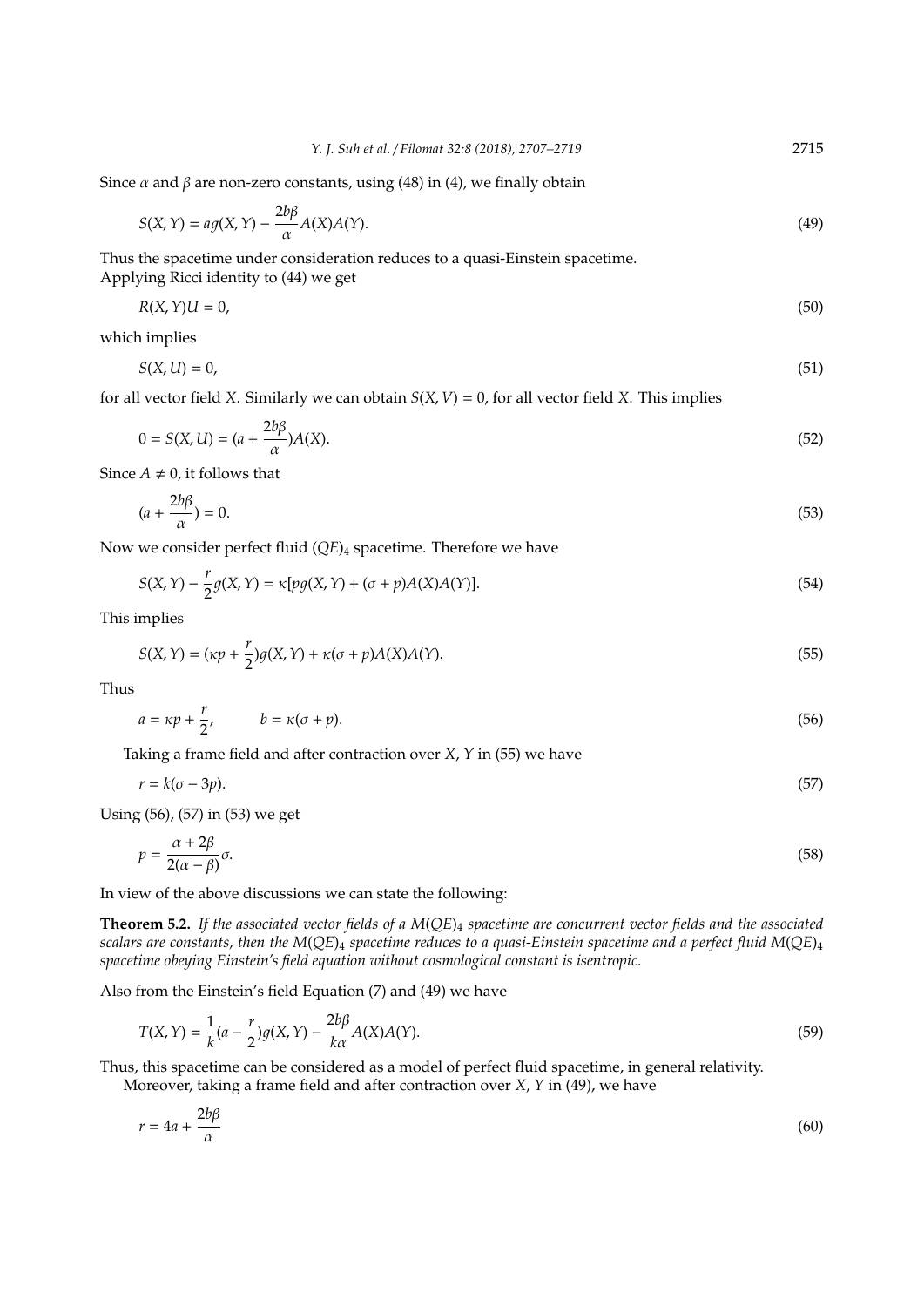Since $\alpha$ and $\beta$ are non-zero constants, using (48) in (4), we finally obtain

$$S(X,Y) = ag(X,Y) - \frac{2b\beta}{\alpha}A(X)A(Y). \tag{49}$$

Thus the spacetime under consideration reduces to a quasi-Einstein spacetime.
Applying Ricci identity to (44) we get

$$R(X,Y)U = 0, \tag{50}$$

which implies

$$S(X,U) = 0, \tag{51}$$

for all vector field $X$. Similarly we can obtain $S(X,V) = 0$, for all vector field $X$. This implies

$$0 = S(X,U) = (a + \frac{2b\beta}{\alpha})A(X). \tag{52}$$

Since $A \neq 0$, it follows that

$$(a + \frac{2b\beta}{\alpha}) = 0. \tag{53}$$

Now we consider perfect fluid $(QE)_4$ spacetime. Therefore we have

$$S(X,Y) - \frac{r}{2}g(X,Y) = \kappa[pg(X,Y) + (\sigma + p)A(X)A(Y)]. \tag{54}$$

This implies

$$S(X,Y) = (\kappa p + \frac{r}{2})g(X,Y) + \kappa(\sigma + p)A(X)A(Y). \tag{55}$$

Thus

$$a = \kappa p + \frac{r}{2}, \qquad b = \kappa(\sigma + p). \tag{56}$$

Taking a frame field and after contraction over $X$, $Y$ in (55) we have

$$r = k(\sigma - 3p). \tag{57}$$

Using (56), (57) in (53) we get

$$p = \frac{\alpha + 2\beta}{2(\alpha - \beta)}\sigma. \tag{58}$$

In view of the above discussions we can state the following:

**Theorem 5.2.** *If the associated vector fields of a $M(QE)_4$ spacetime are concurrent vector fields and the associated scalars are constants, then the $M(QE)_4$ spacetime reduces to a quasi-Einstein spacetime and a perfect fluid $M(QE)_4$ spacetime obeying Einstein's field equation without cosmological constant is isentropic.*

Also from the Einstein's field Equation (7) and (49) we have

$$T(X,Y) = \frac{1}{k}(a - \frac{r}{2})g(X,Y) - \frac{2b\beta}{k\alpha}A(X)A(Y). \tag{59}$$

Thus, this spacetime can be considered as a model of perfect fluid spacetime, in general relativity.
Moreover, taking a frame field and after contraction over $X$, $Y$ in (49), we have

$$r = 4a + \frac{2b\beta}{\alpha} \tag{60}$$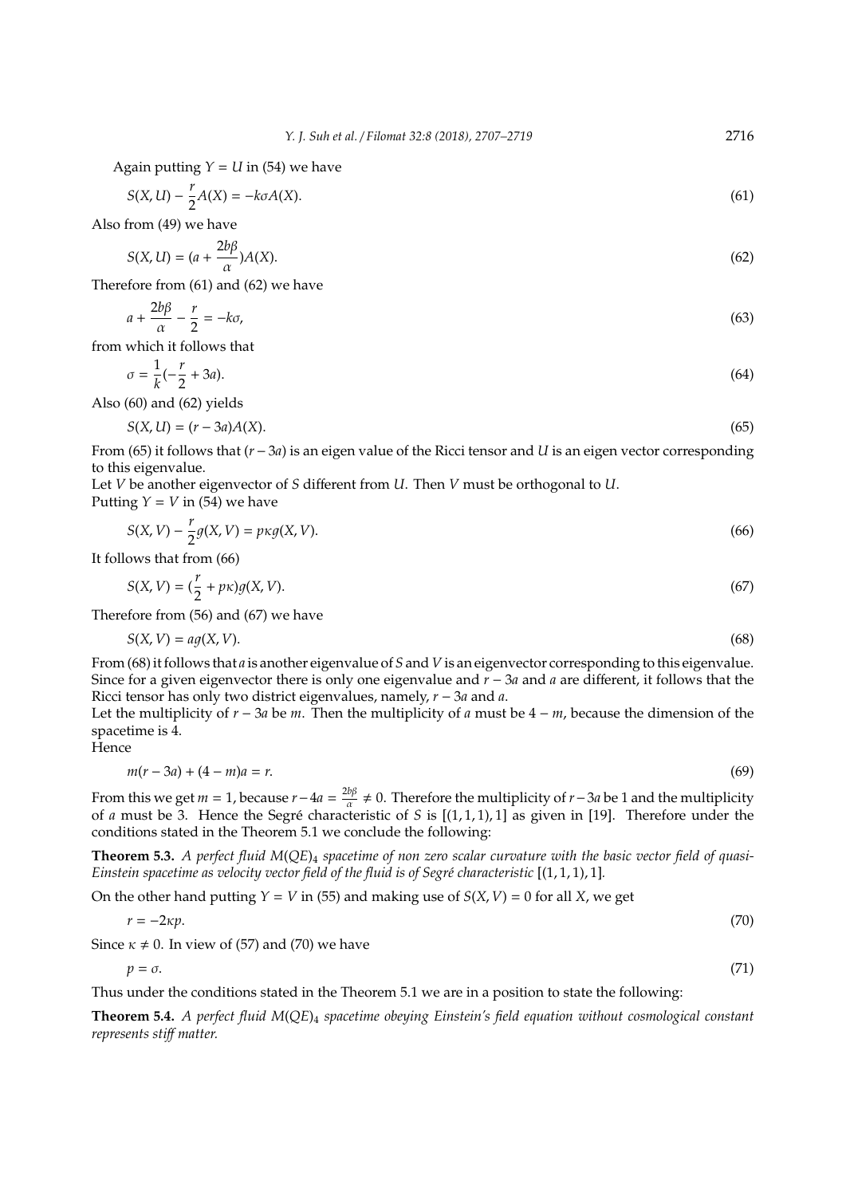Again putting $Y = U$ in (54) we have

$$S(X, U) - \frac{r}{2}A(X) = -k\sigma A(X). \tag{61}$$

Also from (49) we have

$$S(X, U) = (a + \frac{2b\beta}{\alpha})A(X). \tag{62}$$

Therefore from (61) and (62) we have

$$a + \frac{2b\beta}{\alpha} - \frac{r}{2} = -k\sigma, \tag{63}$$

from which it follows that

$$\sigma = \frac{1}{k}(-\frac{r}{2} + 3a). \tag{64}$$

Also (60) and (62) yields

$$S(X, U) = (r - 3a)A(X). \tag{65}$$

From (65) it follows that $(r - 3a)$ is an eigen value of the Ricci tensor and $U$ is an eigen vector corresponding to this eigenvalue.

Let $V$ be another eigenvector of $S$ different from $U$. Then $V$ must be orthogonal to $U$.

Putting $Y = V$ in (54) we have

$$S(X, V) - \frac{r}{2}g(X, V) = p\kappa g(X, V). \tag{66}$$

It follows that from (66)

$$S(X, V) = (\frac{r}{2} + p\kappa)g(X, V). \tag{67}$$

Therefore from (56) and (67) we have

$$S(X, V) = ag(X, V). \tag{68}$$

From (68) it follows that $a$ is another eigenvalue of $S$ and $V$ is an eigenvector corresponding to this eigenvalue. Since for a given eigenvector there is only one eigenvalue and $r - 3a$ and $a$ are different, it follows that the Ricci tensor has only two district eigenvalues, namely, $r - 3a$ and $a$.

Let the multiplicity of $r - 3a$ be $m$. Then the multiplicity of $a$ must be $4 - m$, because the dimension of the spacetime is 4.

Hence

$$m(r - 3a) + (4 - m)a = r. \tag{69}$$

From this we get $m = 1$, because $r - 4a = \frac{2b\beta}{\alpha} \neq 0$. Therefore the multiplicity of $r - 3a$ be 1 and the multiplicity of $a$ must be 3. Hence the Segré characteristic of $S$ is $[(1, 1, 1), 1]$ as given in [19]. Therefore under the conditions stated in the Theorem 5.1 we conclude the following:

**Theorem 5.3.** *A perfect fluid $M(QE)_4$ spacetime of non zero scalar curvature with the basic vector field of quasi-Einstein spacetime as velocity vector field of the fluid is of Segré characteristic $[(1, 1, 1), 1]$.*

On the other hand putting $Y = V$ in (55) and making use of $S(X, V) = 0$ for all $X$, we get

$$r = -2\kappa p. \tag{70}$$

Since $\kappa \neq 0$. In view of (57) and (70) we have

$$p = \sigma. \tag{71}$$

Thus under the conditions stated in the Theorem 5.1 we are in a position to state the following:

**Theorem 5.4.** *A perfect fluid $M(QE)_4$ spacetime obeying Einstein's field equation without cosmological constant represents stiff matter.*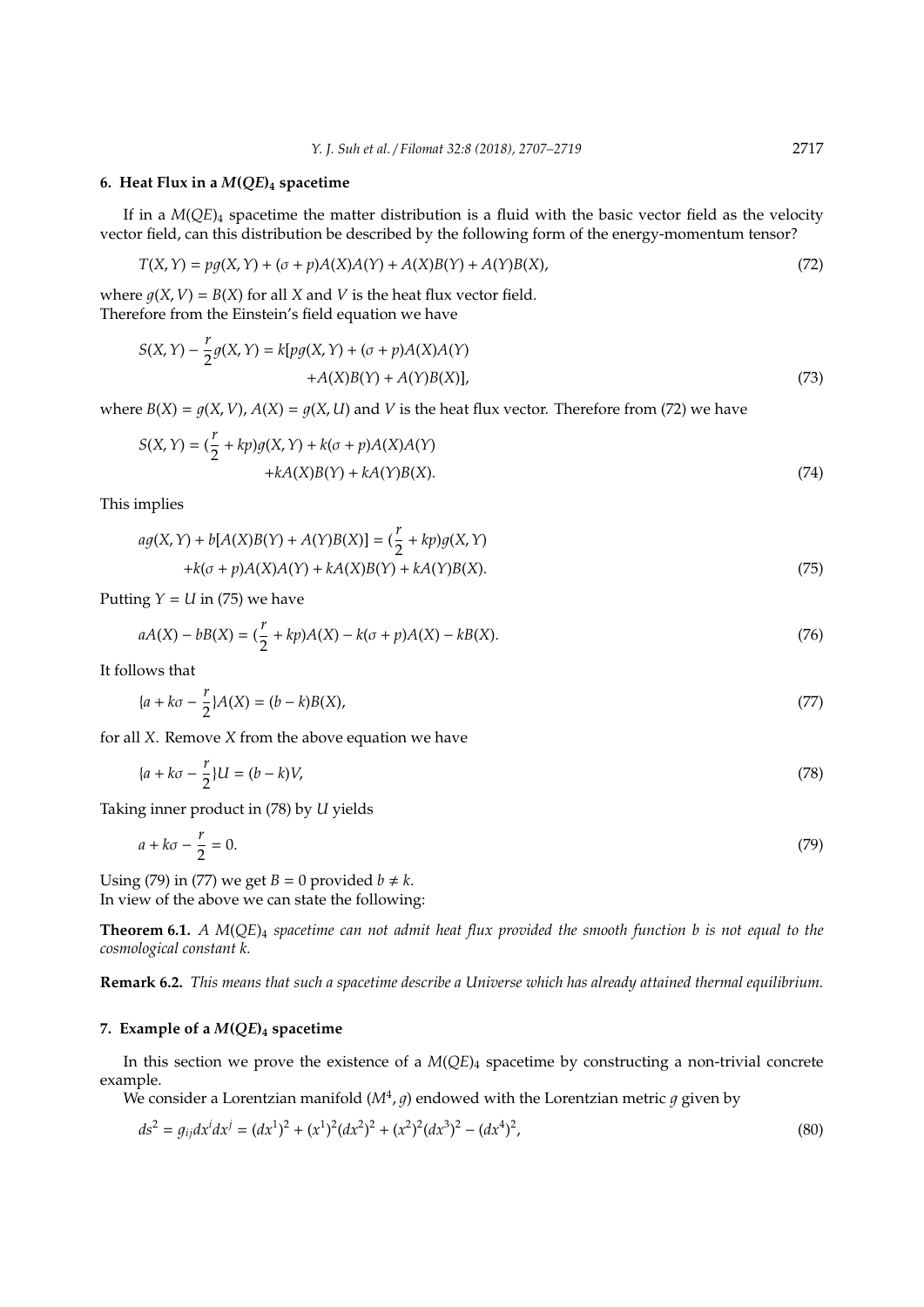## 6. Heat Flux in a $M(QE)_4$ spacetime

If in a $M(QE)_4$ spacetime the matter distribution is a fluid with the basic vector field as the velocity vector field, can this distribution be described by the following form of the energy-momentum tensor?

$$T(X,Y) = pg(X,Y) + (\sigma + p)A(X)A(Y) + A(X)B(Y) + A(Y)B(X), \tag{72}$$

where $g(X,V) = B(X)$ for all $X$ and $V$ is the heat flux vector field.
Therefore from the Einstein's field equation we have

$$S(X,Y) - \frac{r}{2}g(X,Y) = k[pg(X,Y) + (\sigma + p)A(X)A(Y) + A(X)B(Y) + A(Y)B(X)], \tag{73}$$

where $B(X) = g(X,V)$, $A(X) = g(X,U)$ and $V$ is the heat flux vector. Therefore from (72) we have

$$S(X,Y) = (\frac{r}{2} + kp)g(X,Y) + k(\sigma + p)A(X)A(Y) + kA(X)B(Y) + kA(Y)B(X). \tag{74}$$

This implies

$$ag(X,Y) + b[A(X)B(Y) + A(Y)B(X)] = (\frac{r}{2} + kp)g(X,Y) + k(\sigma + p)A(X)A(Y) + kA(X)B(Y) + kA(Y)B(X). \tag{75}$$

Putting $Y = U$ in (75) we have

$$aA(X) - bB(X) = (\frac{r}{2} + kp)A(X) - k(\sigma + p)A(X) - kB(X). \tag{76}$$

It follows that

$$\{a + k\sigma - \frac{r}{2}\}A(X) = (b - k)B(X), \tag{77}$$

for all $X$. Remove $X$ from the above equation we have

$$\{a + k\sigma - \frac{r}{2}\}U = (b - k)V, \tag{78}$$

Taking inner product in (78) by $U$ yields

$$a + k\sigma - \frac{r}{2} = 0. \tag{79}$$

Using (79) in (77) we get $B = 0$ provided $b \neq k$.
In view of the above we can state the following:

**Theorem 6.1.** *A $M(QE)_4$ spacetime can not admit heat flux provided the smooth function $b$ is not equal to the cosmological constant $k$.*

**Remark 6.2.** *This means that such a spacetime describe a Universe which has already attained thermal equilibrium.*

## 7. Example of a $M(QE)_4$ spacetime

In this section we prove the existence of a $M(QE)_4$ spacetime by constructing a non-trivial concrete example.
We consider a Lorentzian manifold $(M^4, g)$ endowed with the Lorentzian metric $g$ given by

$$ds^2 = g_{ij}dx^i dx^j = (dx^1)^2 + (x^1)^2(dx^2)^2 + (x^2)^2(dx^3)^2 - (dx^4)^2, \tag{80}$$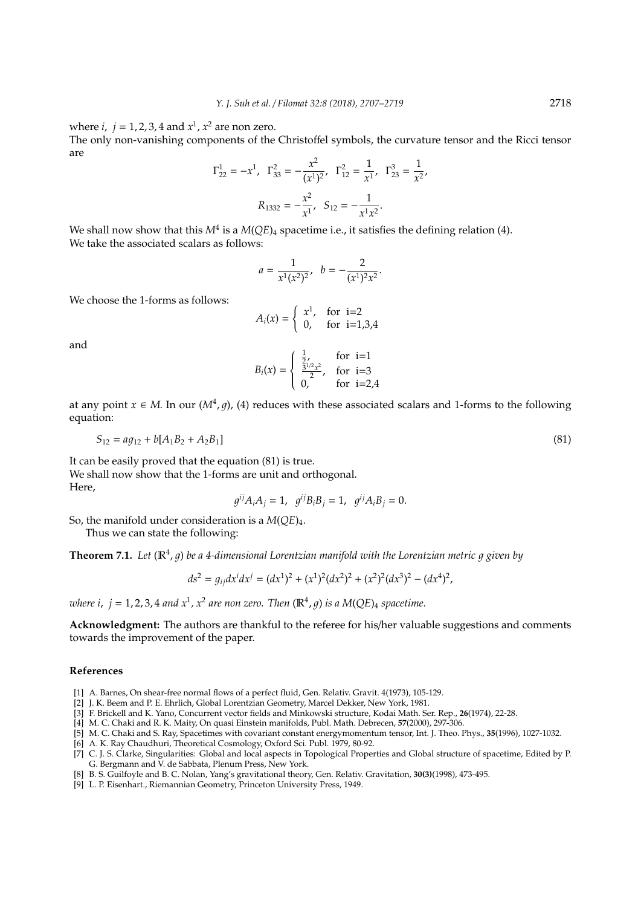where $i,\ j = 1, 2, 3, 4$ and $x^1$, $x^2$ are non zero.
The only non-vanishing components of the Christoffel symbols, the curvature tensor and the Ricci tensor are

$$\Gamma^1_{22} = -x^1,\ \ \Gamma^2_{33} = -\frac{x^2}{(x^1)^2},\ \ \Gamma^2_{12} = \frac{1}{x^1},\ \ \Gamma^3_{23} = \frac{1}{x^2},$$

$$R_{1332} = -\frac{x^2}{x^1},\ \ S_{12} = -\frac{1}{x^1 x^2}.$$

We shall now show that this $M^4$ is a $M(QE)_4$ spacetime i.e., it satisfies the defining relation (4).
We take the associated scalars as follows:

$$a = \frac{1}{x^1 (x^2)^2},\ \ b = -\frac{2}{(x^1)^2 x^2}.$$

We choose the 1-forms as follows:

$$A_i(x) = \begin{cases} x^1, & \text{for i=2} \\ 0, & \text{for i=1,3,4} \end{cases}$$

and

$$B_i(x) = \begin{cases} \frac{1}{2}, & \text{for i=1} \\ \frac{3^{1/2} x^2}{2}, & \text{for i=3} \\ 0, & \text{for i=2,4} \end{cases}$$

at any point $x \in M$. In our $(M^4, g)$, (4) reduces with these associated scalars and 1-forms to the following equation:

$$S_{12} = a g_{12} + b[A_1 B_2 + A_2 B_1] \tag{81}$$

It can be easily proved that the equation (81) is true.
We shall now show that the 1-forms are unit and orthogonal.
Here,

$$g^{ij} A_i A_j = 1,\ \ g^{ij} B_i B_j = 1,\ \ g^{ij} A_i B_j = 0.$$

So, the manifold under consideration is a $M(QE)_4$.

Thus we can state the following:

**Theorem 7.1.** *Let $(\mathbb{R}^4, g)$ be a 4-dimensional Lorentzian manifold with the Lorentzian metric $g$ given by*

$$ds^2 = g_{ij} dx^i dx^j = (dx^1)^2 + (x^1)^2 (dx^2)^2 + (x^2)^2 (dx^3)^2 - (dx^4)^2,$$

*where $i,\ j = 1, 2, 3, 4$ and $x^1$, $x^2$ are non zero. Then $(\mathbb{R}^4, g)$ is a $M(QE)_4$ spacetime.*

**Acknowledgment:** The authors are thankful to the referee for his/her valuable suggestions and comments towards the improvement of the paper.

## References

[1] A. Barnes, On shear-free normal flows of a perfect fluid, Gen. Relativ. Gravit. 4(1973), 105-129.

[2] J. K. Beem and P. E. Ehrlich, Global Lorentzian Geometry, Marcel Dekker, New York, 1981.

[3] F. Brickell and K. Yano, Concurrent vector fields and Minkowski structure, Kodai Math. Ser. Rep., **26**(1974), 22-28.

[4] M. C. Chaki and R. K. Maity, On quasi Einstein manifolds, Publ. Math. Debrecen, **57**(2000), 297-306.

[5] M. C. Chaki and S. Ray, Spacetimes with covariant constant energymomentum tensor, Int. J. Theo. Phys., **35**(1996), 1027-1032.

[6] A. K. Ray Chaudhuri, Theoretical Cosmology, Oxford Sci. Publ. 1979, 80-92.

[7] C. J. S. Clarke, Singularities: Global and local aspects in Topological Properties and Global structure of spacetime, Edited by P. G. Bergmann and V. de Sabbata, Plenum Press, New York.

[8] B. S. Guilfoyle and B. C. Nolan, Yang's gravitational theory, Gen. Relativ. Gravitation, **30(3)**(1998), 473-495.

[9] L. P. Eisenhart., Riemannian Geometry, Princeton University Press, 1949.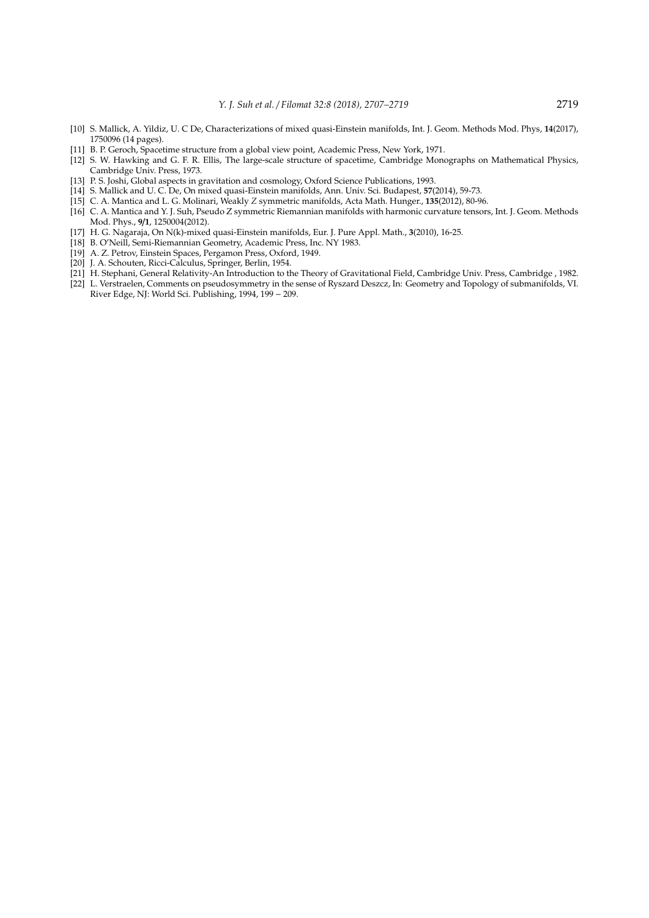[10] S. Mallick, A. Yildiz, U. C De, Characterizations of mixed quasi-Einstein manifolds, Int. J. Geom. Methods Mod. Phys, **14**(2017), 1750096 (14 pages).

[11] B. P. Geroch, Spacetime structure from a global view point, Academic Press, New York, 1971.

[12] S. W. Hawking and G. F. R. Ellis, The large-scale structure of spacetime, Cambridge Monographs on Mathematical Physics, Cambridge Univ. Press, 1973.

[13] P. S. Joshi, Global aspects in gravitation and cosmology, Oxford Science Publications, 1993.

[14] S. Mallick and U. C. De, On mixed quasi-Einstein manifolds, Ann. Univ. Sci. Budapest, **57**(2014), 59-73.

[15] C. A. Mantica and L. G. Molinari, Weakly Z symmetric manifolds, Acta Math. Hunger., **135**(2012), 80-96.

[16] C. A. Mantica and Y. J. Suh, Pseudo Z symmetric Riemannian manifolds with harmonic curvature tensors, Int. J. Geom. Methods Mod. Phys., **9/1**, 1250004(2012).

[17] H. G. Nagaraja, On N(k)-mixed quasi-Einstein manifolds, Eur. J. Pure Appl. Math., **3**(2010), 16-25.

[18] B. O'Neill, Semi-Riemannian Geometry, Academic Press, Inc. NY 1983.

[19] A. Z. Petrov, Einstein Spaces, Pergamon Press, Oxford, 1949.

[20] J. A. Schouten, Ricci-Calculus, Springer, Berlin, 1954.

[21] H. Stephani, General Relativity-An Introduction to the Theory of Gravitational Field, Cambridge Univ. Press, Cambridge , 1982.

[22] L. Verstraelen, Comments on pseudosymmetry in the sense of Ryszard Deszcz, In: Geometry and Topology of submanifolds, VI. River Edge, NJ: World Sci. Publishing, 1994, 199 − 209.